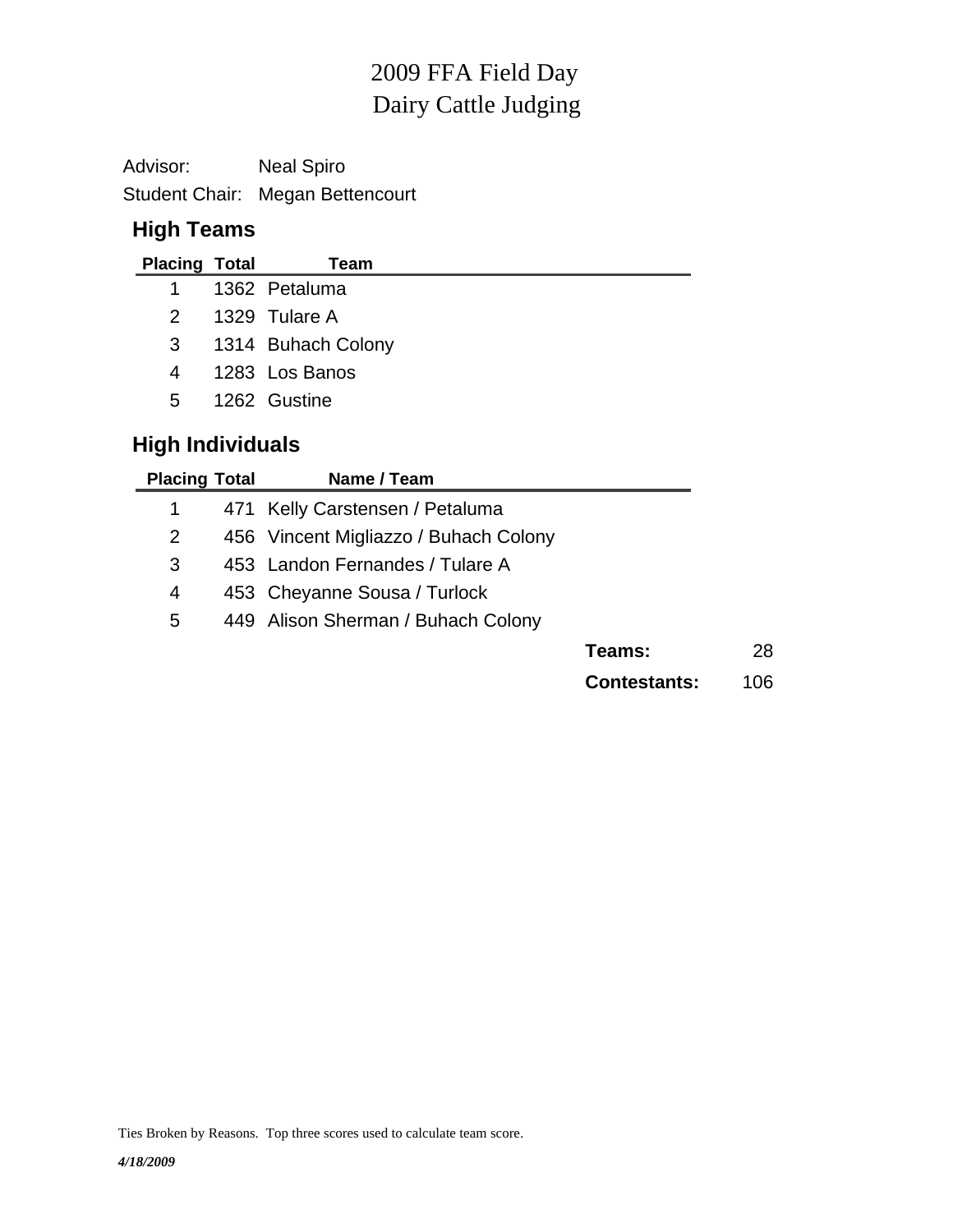# 2009 FFA Field Day
# Dairy Cattle Judging

Advisor: Neal Spiro

Student Chair: Megan Bettencourt

## High Teams

| Placing | Total | Team |
|---|---|---|
| 1 | 1362 | Petaluma |
| 2 | 1329 | Tulare A |
| 3 | 1314 | Buhach Colony |
| 4 | 1283 | Los Banos |
| 5 | 1262 | Gustine |

## High Individuals

| Placing | Total | Name / Team |
|---|---|---|
| 1 | 471 | Kelly Carstensen / Petaluma |
| 2 | 456 | Vincent Migliazzo / Buhach Colony |
| 3 | 453 | Landon Fernandes / Tulare A |
| 4 | 453 | Cheyanne Sousa / Turlock |
| 5 | 449 | Alison Sherman / Buhach Colony |

**Teams:** 28

**Contestants:** 106

Ties Broken by Reasons. Top three scores used to calculate team score.

***4/18/2009***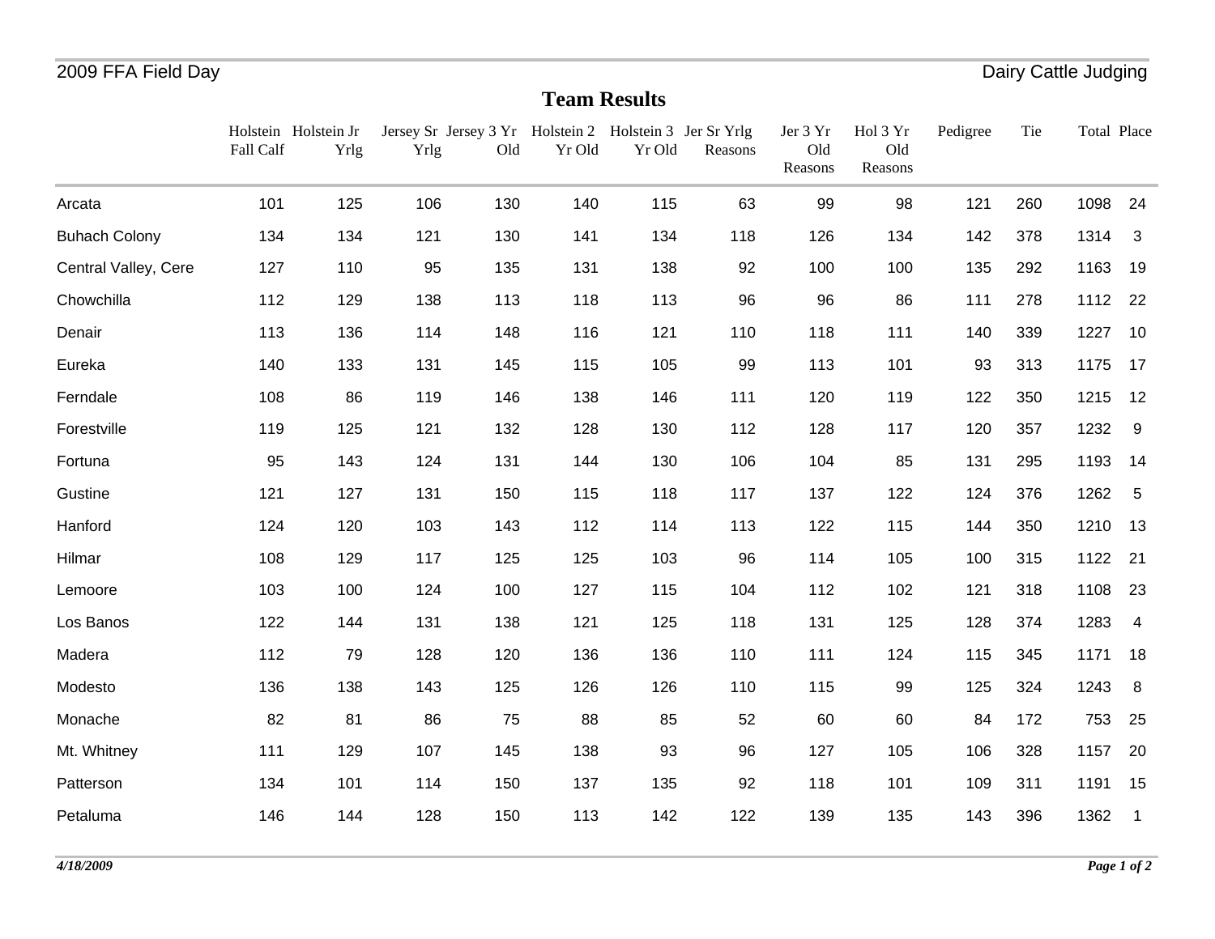2009 FFA Field Day — Dairy Cattle Judging

## Team Results

| | Holstein Fall Calf | Holstein Jr Yrlg | Jersey Sr Yrlg | Jersey 3 Yr Old | Holstein 2 Yr Old | Holstein 3 Yr Old | Jer Sr Yrlg Reasons | Jer 3 Yr Old Reasons | Hol 3 Yr Old Reasons | Pedigree | Tie | Total | Place |
|---|---|---|---|---|---|---|---|---|---|---|---|---|---|
| Arcata | 101 | 125 | 106 | 130 | 140 | 115 | 63 | 99 | 98 | 121 | 260 | 1098 | 24 |
| Buhach Colony | 134 | 134 | 121 | 130 | 141 | 134 | 118 | 126 | 134 | 142 | 378 | 1314 | 3 |
| Central Valley, Cere | 127 | 110 | 95 | 135 | 131 | 138 | 92 | 100 | 100 | 135 | 292 | 1163 | 19 |
| Chowchilla | 112 | 129 | 138 | 113 | 118 | 113 | 96 | 96 | 86 | 111 | 278 | 1112 | 22 |
| Denair | 113 | 136 | 114 | 148 | 116 | 121 | 110 | 118 | 111 | 140 | 339 | 1227 | 10 |
| Eureka | 140 | 133 | 131 | 145 | 115 | 105 | 99 | 113 | 101 | 93 | 313 | 1175 | 17 |
| Ferndale | 108 | 86 | 119 | 146 | 138 | 146 | 111 | 120 | 119 | 122 | 350 | 1215 | 12 |
| Forestville | 119 | 125 | 121 | 132 | 128 | 130 | 112 | 128 | 117 | 120 | 357 | 1232 | 9 |
| Fortuna | 95 | 143 | 124 | 131 | 144 | 130 | 106 | 104 | 85 | 131 | 295 | 1193 | 14 |
| Gustine | 121 | 127 | 131 | 150 | 115 | 118 | 117 | 137 | 122 | 124 | 376 | 1262 | 5 |
| Hanford | 124 | 120 | 103 | 143 | 112 | 114 | 113 | 122 | 115 | 144 | 350 | 1210 | 13 |
| Hilmar | 108 | 129 | 117 | 125 | 125 | 103 | 96 | 114 | 105 | 100 | 315 | 1122 | 21 |
| Lemoore | 103 | 100 | 124 | 100 | 127 | 115 | 104 | 112 | 102 | 121 | 318 | 1108 | 23 |
| Los Banos | 122 | 144 | 131 | 138 | 121 | 125 | 118 | 131 | 125 | 128 | 374 | 1283 | 4 |
| Madera | 112 | 79 | 128 | 120 | 136 | 136 | 110 | 111 | 124 | 115 | 345 | 1171 | 18 |
| Modesto | 136 | 138 | 143 | 125 | 126 | 126 | 110 | 115 | 99 | 125 | 324 | 1243 | 8 |
| Monache | 82 | 81 | 86 | 75 | 88 | 85 | 52 | 60 | 60 | 84 | 172 | 753 | 25 |
| Mt. Whitney | 111 | 129 | 107 | 145 | 138 | 93 | 96 | 127 | 105 | 106 | 328 | 1157 | 20 |
| Patterson | 134 | 101 | 114 | 150 | 137 | 135 | 92 | 118 | 101 | 109 | 311 | 1191 | 15 |
| Petaluma | 146 | 144 | 128 | 150 | 113 | 142 | 122 | 139 | 135 | 143 | 396 | 1362 | 1 |

*4/18/2009*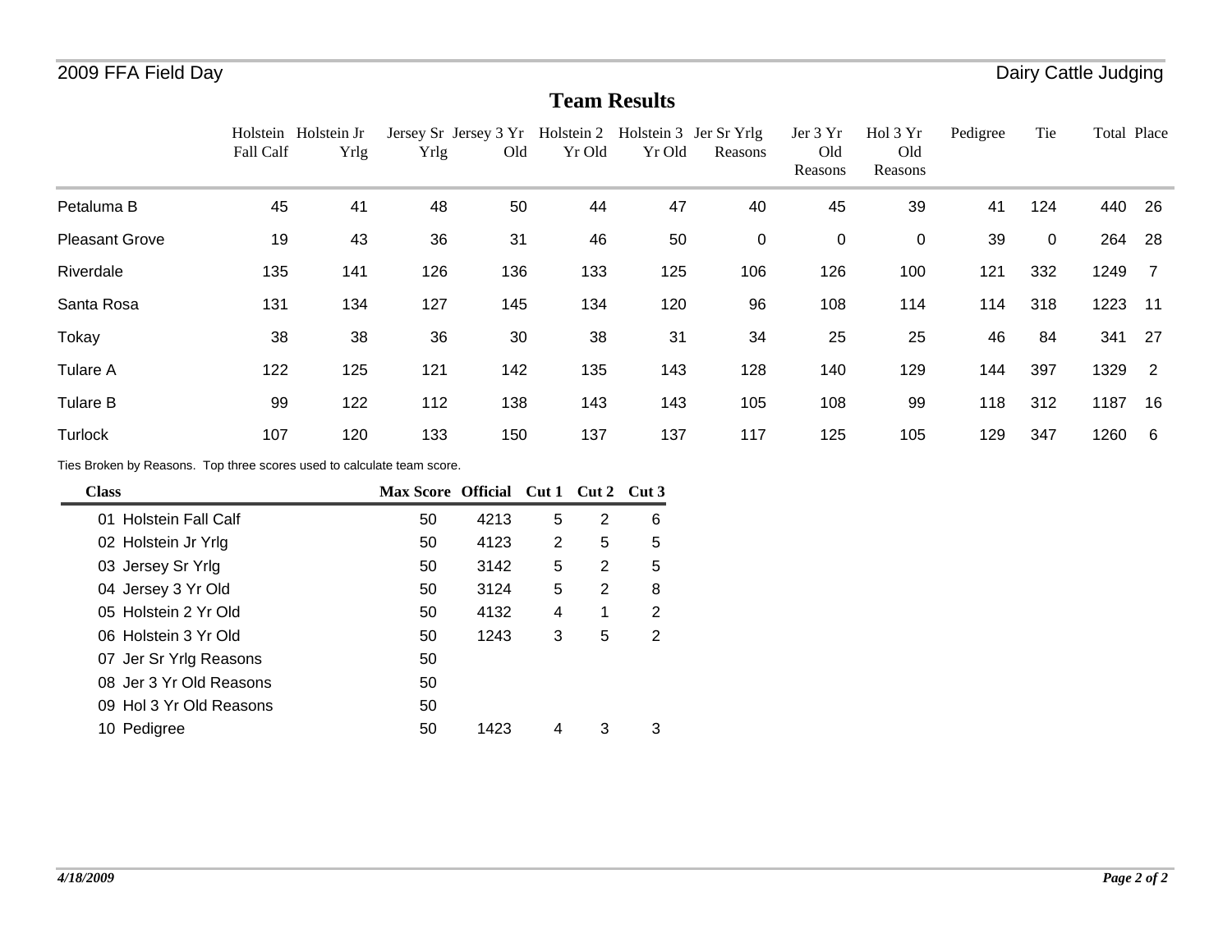2009 FFA Field Day — Dairy Cattle Judging

## Team Results

| | Holstein Fall Calf | Holstein Jr Yrlg | Jersey Sr Yrlg | Jersey 3 Yr Old | Holstein 2 Yr Old | Holstein 3 Yr Old | Jer Sr Yrlg Reasons | Jer 3 Yr Old Reasons | Hol 3 Yr Old Reasons | Pedigree | Tie | Total | Place |
|---|---|---|---|---|---|---|---|---|---|---|---|---|---|
| Petaluma B | 45 | 41 | 48 | 50 | 44 | 47 | 40 | 45 | 39 | 41 | 124 | 440 | 26 |
| Pleasant Grove | 19 | 43 | 36 | 31 | 46 | 50 | 0 | 0 | 0 | 39 | 0 | 264 | 28 |
| Riverdale | 135 | 141 | 126 | 136 | 133 | 125 | 106 | 126 | 100 | 121 | 332 | 1249 | 7 |
| Santa Rosa | 131 | 134 | 127 | 145 | 134 | 120 | 96 | 108 | 114 | 114 | 318 | 1223 | 11 |
| Tokay | 38 | 38 | 36 | 30 | 38 | 31 | 34 | 25 | 25 | 46 | 84 | 341 | 27 |
| Tulare A | 122 | 125 | 121 | 142 | 135 | 143 | 128 | 140 | 129 | 144 | 397 | 1329 | 2 |
| Tulare B | 99 | 122 | 112 | 138 | 143 | 143 | 105 | 108 | 99 | 118 | 312 | 1187 | 16 |
| Turlock | 107 | 120 | 133 | 150 | 137 | 137 | 117 | 125 | 105 | 129 | 347 | 1260 | 6 |

Ties Broken by Reasons. Top three scores used to calculate team score.

| Class | Max Score | Official | Cut 1 | Cut 2 | Cut 3 |
|---|---|---|---|---|---|
| 01 Holstein Fall Calf | 50 | 4213 | 5 | 2 | 6 |
| 02 Holstein Jr Yrlg | 50 | 4123 | 2 | 5 | 5 |
| 03 Jersey Sr Yrlg | 50 | 3142 | 5 | 2 | 5 |
| 04 Jersey 3 Yr Old | 50 | 3124 | 5 | 2 | 8 |
| 05 Holstein 2 Yr Old | 50 | 4132 | 4 | 1 | 2 |
| 06 Holstein 3 Yr Old | 50 | 1243 | 3 | 5 | 2 |
| 07 Jer Sr Yrlg Reasons | 50 | | | | |
| 08 Jer 3 Yr Old Reasons | 50 | | | | |
| 09 Hol 3 Yr Old Reasons | 50 | | | | |
| 10 Pedigree | 50 | 1423 | 4 | 3 | 3 |

*4/18/2009*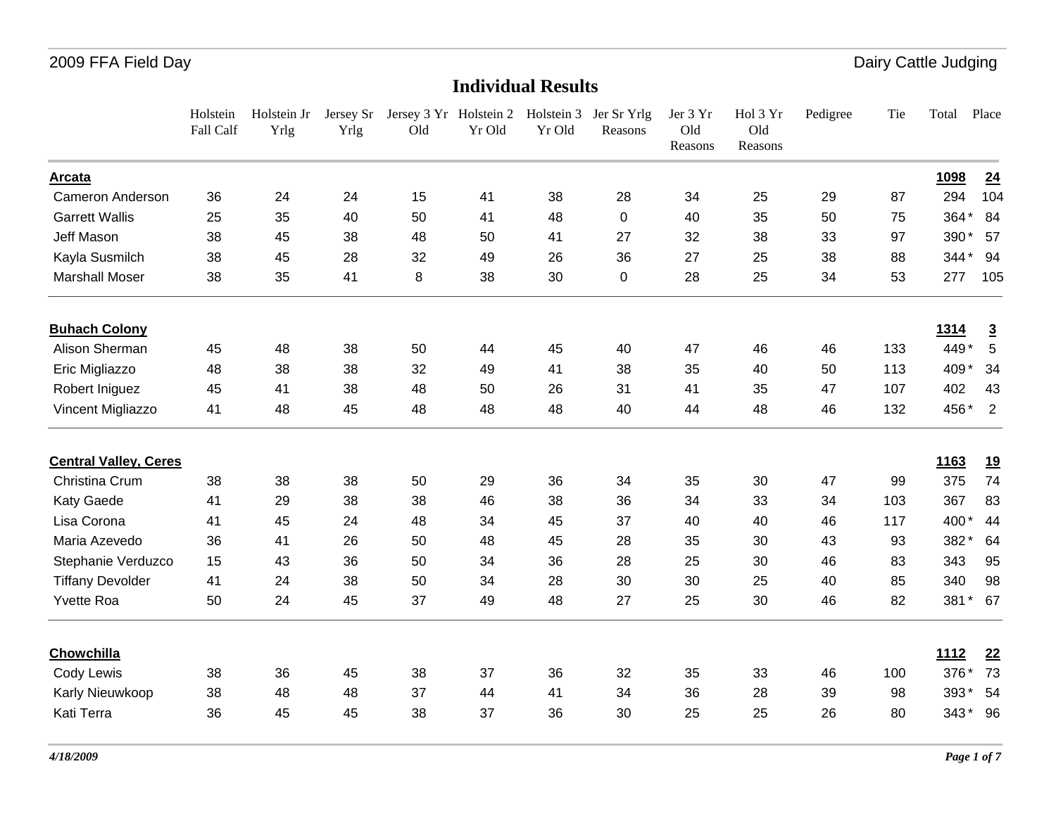# Individual Results

| | Holstein Fall Calf | Holstein Jr Yrlg | Jersey Sr Yrlg | Jersey 3 Yr Old | Holstein 2 Yr Old | Holstein 3 Yr Old | Jer Sr Yrlg Reasons | Jer 3 Yr Old Reasons | Hol 3 Yr Old Reasons | Pedigree | Tie | Total | Place |
|---|---|---|---|---|---|---|---|---|---|---|---|---|---|
| **Arcata** | | | | | | | | | | | | **1098** | **24** |
| Cameron Anderson | 36 | 24 | 24 | 15 | 41 | 38 | 28 | 34 | 25 | 29 | 87 | 294 | 104 |
| Garrett Wallis | 25 | 35 | 40 | 50 | 41 | 48 | 0 | 40 | 35 | 50 | 75 | 364 * | 84 |
| Jeff Mason | 38 | 45 | 38 | 48 | 50 | 41 | 27 | 32 | 38 | 33 | 97 | 390 * | 57 |
| Kayla Susmilch | 38 | 45 | 28 | 32 | 49 | 26 | 36 | 27 | 25 | 38 | 88 | 344 * | 94 |
| Marshall Moser | 38 | 35 | 41 | 8 | 38 | 30 | 0 | 28 | 25 | 34 | 53 | 277 | 105 |
| **Buhach Colony** | | | | | | | | | | | | **1314** | **3** |
| Alison Sherman | 45 | 48 | 38 | 50 | 44 | 45 | 40 | 47 | 46 | 46 | 133 | 449 * | 5 |
| Eric Migliazzo | 48 | 38 | 38 | 32 | 49 | 41 | 38 | 35 | 40 | 50 | 113 | 409 * | 34 |
| Robert Iniguez | 45 | 41 | 38 | 48 | 50 | 26 | 31 | 41 | 35 | 47 | 107 | 402 | 43 |
| Vincent Migliazzo | 41 | 48 | 45 | 48 | 48 | 48 | 40 | 44 | 48 | 46 | 132 | 456 * | 2 |
| **Central Valley, Ceres** | | | | | | | | | | | | **1163** | **19** |
| Christina Crum | 38 | 38 | 38 | 50 | 29 | 36 | 34 | 35 | 30 | 47 | 99 | 375 | 74 |
| Katy Gaede | 41 | 29 | 38 | 38 | 46 | 38 | 36 | 34 | 33 | 34 | 103 | 367 | 83 |
| Lisa Corona | 41 | 45 | 24 | 48 | 34 | 45 | 37 | 40 | 40 | 46 | 117 | 400 * | 44 |
| Maria Azevedo | 36 | 41 | 26 | 50 | 48 | 45 | 28 | 35 | 30 | 43 | 93 | 382 * | 64 |
| Stephanie Verduzco | 15 | 43 | 36 | 50 | 34 | 36 | 28 | 25 | 30 | 46 | 83 | 343 | 95 |
| Tiffany Devolder | 41 | 24 | 38 | 50 | 34 | 28 | 30 | 30 | 25 | 40 | 85 | 340 | 98 |
| Yvette Roa | 50 | 24 | 45 | 37 | 49 | 48 | 27 | 25 | 30 | 46 | 82 | 381 * | 67 |
| **Chowchilla** | | | | | | | | | | | | **1112** | **22** |
| Cody Lewis | 38 | 36 | 45 | 38 | 37 | 36 | 32 | 35 | 33 | 46 | 100 | 376 * | 73 |
| Karly Nieuwkoop | 38 | 48 | 48 | 37 | 44 | 41 | 34 | 36 | 28 | 39 | 98 | 393 * | 54 |
| Kati Terra | 36 | 45 | 45 | 38 | 37 | 36 | 30 | 25 | 25 | 26 | 80 | 343 * | 96 |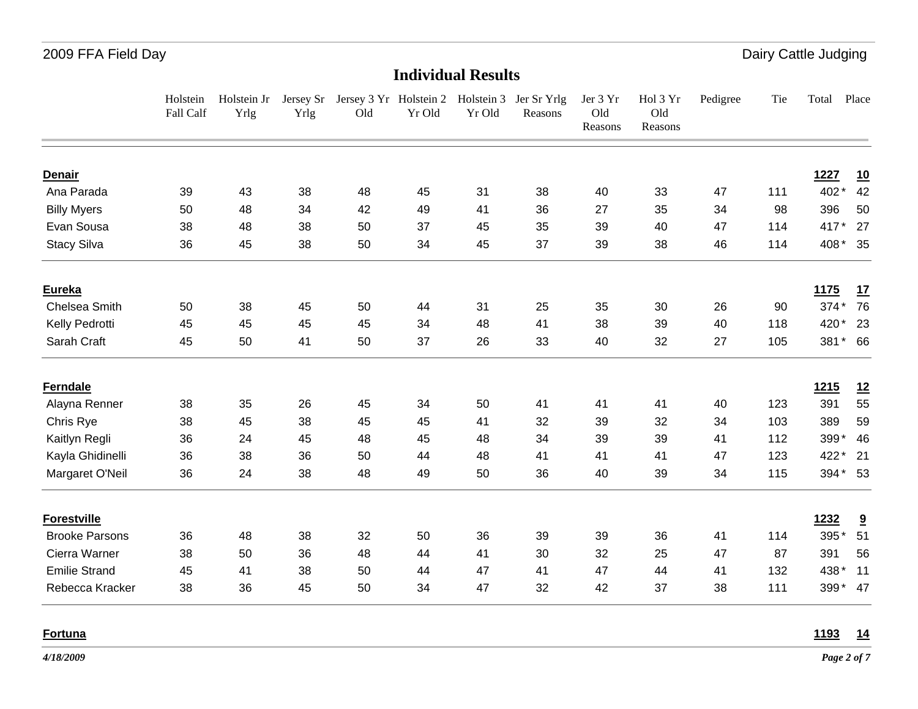## Individual Results

| | Holstein Fall Calf | Holstein Jr Yrlg | Jersey Sr Yrlg | Jersey 3 Yr Old | Holstein 2 Yr Old | Holstein 3 Yr Old | Jer Sr Yrlg Reasons | Jer 3 Yr Old Reasons | Hol 3 Yr Old Reasons | Pedigree | Tie | Total | Place |
|---|---|---|---|---|---|---|---|---|---|---|---|---|---|
| **Denair** | | | | | | | | | | | | **1227** | **10** |
| Ana Parada | 39 | 43 | 38 | 48 | 45 | 31 | 38 | 40 | 33 | 47 | 111 | 402 * | 42 |
| Billy Myers | 50 | 48 | 34 | 42 | 49 | 41 | 36 | 27 | 35 | 34 | 98 | 396 | 50 |
| Evan Sousa | 38 | 48 | 38 | 50 | 37 | 45 | 35 | 39 | 40 | 47 | 114 | 417 * | 27 |
| Stacy Silva | 36 | 45 | 38 | 50 | 34 | 45 | 37 | 39 | 38 | 46 | 114 | 408 * | 35 |
| **Eureka** | | | | | | | | | | | | **1175** | **17** |
| Chelsea Smith | 50 | 38 | 45 | 50 | 44 | 31 | 25 | 35 | 30 | 26 | 90 | 374 * | 76 |
| Kelly Pedrotti | 45 | 45 | 45 | 45 | 34 | 48 | 41 | 38 | 39 | 40 | 118 | 420 * | 23 |
| Sarah Craft | 45 | 50 | 41 | 50 | 37 | 26 | 33 | 40 | 32 | 27 | 105 | 381 * | 66 |
| **Ferndale** | | | | | | | | | | | | **1215** | **12** |
| Alayna Renner | 38 | 35 | 26 | 45 | 34 | 50 | 41 | 41 | 41 | 40 | 123 | 391 | 55 |
| Chris Rye | 38 | 45 | 38 | 45 | 45 | 41 | 32 | 39 | 32 | 34 | 103 | 389 | 59 |
| Kaitlyn Regli | 36 | 24 | 45 | 48 | 45 | 48 | 34 | 39 | 39 | 41 | 112 | 399 * | 46 |
| Kayla Ghidinelli | 36 | 38 | 36 | 50 | 44 | 48 | 41 | 41 | 41 | 47 | 123 | 422 * | 21 |
| Margaret O'Neil | 36 | 24 | 38 | 48 | 49 | 50 | 36 | 40 | 39 | 34 | 115 | 394 * | 53 |
| **Forestville** | | | | | | | | | | | | **1232** | **9** |
| Brooke Parsons | 36 | 48 | 38 | 32 | 50 | 36 | 39 | 39 | 36 | 41 | 114 | 395 * | 51 |
| Cierra Warner | 38 | 50 | 36 | 48 | 44 | 41 | 30 | 32 | 25 | 47 | 87 | 391 | 56 |
| Emilie Strand | 45 | 41 | 38 | 50 | 44 | 47 | 41 | 47 | 44 | 41 | 132 | 438 * | 11 |
| Rebecca Kracker | 38 | 36 | 45 | 50 | 34 | 47 | 32 | 42 | 37 | 38 | 111 | 399 * | 47 |
| **Fortuna** | | | | | | | | | | | | **1193** | **14** |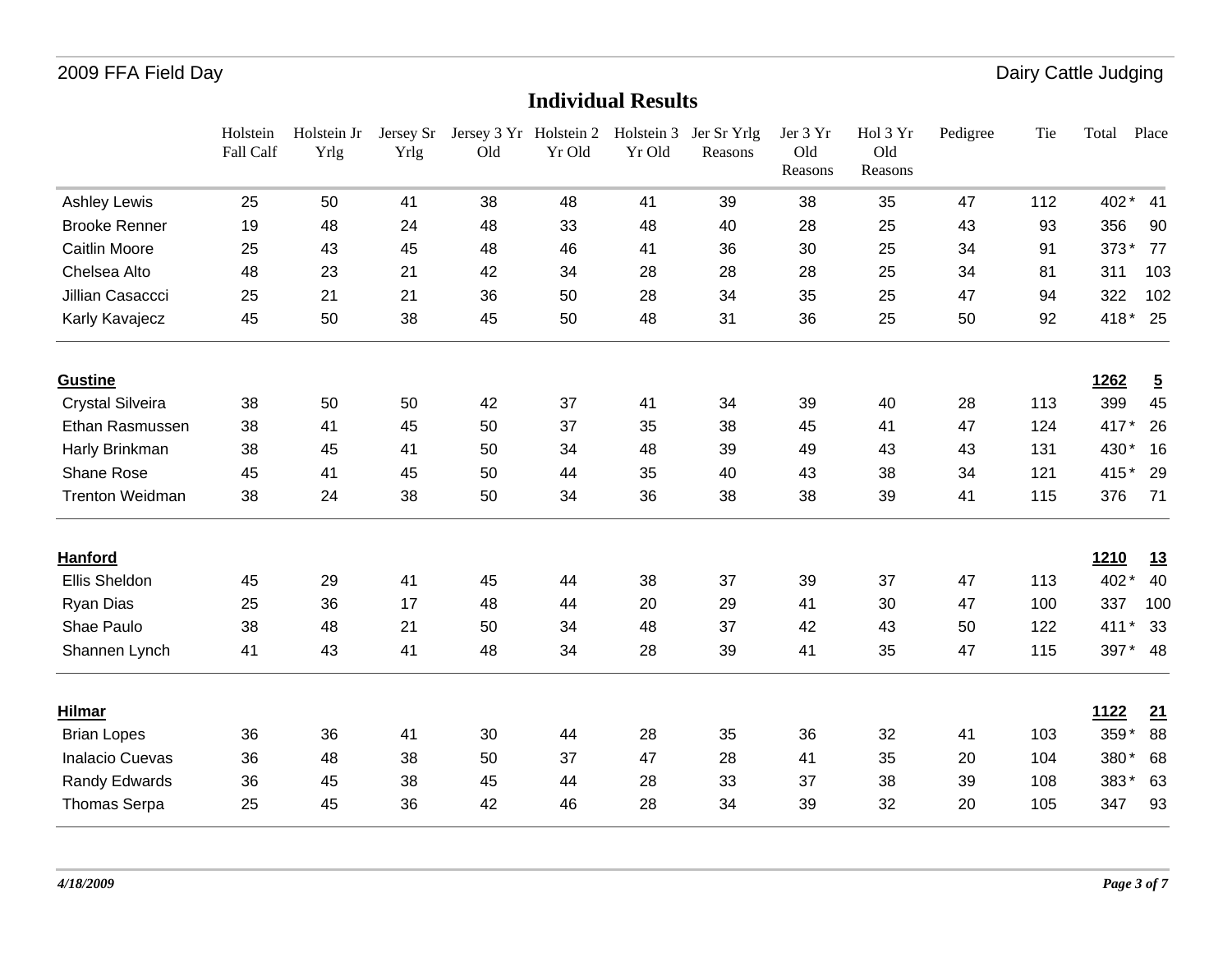# Individual Results

| | Holstein Fall Calf | Holstein Jr Yrlg | Jersey Sr Yrlg | Jersey 3 Yr Old | Holstein 2 Yr Old | Holstein 3 Yr Old | Jer Sr Yrlg Reasons | Jer 3 Yr Old Reasons | Hol 3 Yr Old Reasons | Pedigree | Tie | Total | Place |
|---|---|---|---|---|---|---|---|---|---|---|---|---|---|
| Ashley Lewis | 25 | 50 | 41 | 38 | 48 | 41 | 39 | 38 | 35 | 47 | 112 | 402 * | 41 |
| Brooke Renner | 19 | 48 | 24 | 48 | 33 | 48 | 40 | 28 | 25 | 43 | 93 | 356 | 90 |
| Caitlin Moore | 25 | 43 | 45 | 48 | 46 | 41 | 36 | 30 | 25 | 34 | 91 | 373 * | 77 |
| Chelsea Alto | 48 | 23 | 21 | 42 | 34 | 28 | 28 | 28 | 25 | 34 | 81 | 311 | 103 |
| Jillian Casaccci | 25 | 21 | 21 | 36 | 50 | 28 | 34 | 35 | 25 | 47 | 94 | 322 | 102 |
| Karly Kavajecz | 45 | 50 | 38 | 45 | 50 | 48 | 31 | 36 | 25 | 50 | 92 | 418 * | 25 |
| **Gustine** | | | | | | | | | | | | **1262** | **5** |
| Crystal Silveira | 38 | 50 | 50 | 42 | 37 | 41 | 34 | 39 | 40 | 28 | 113 | 399 | 45 |
| Ethan Rasmussen | 38 | 41 | 45 | 50 | 37 | 35 | 38 | 45 | 41 | 47 | 124 | 417 * | 26 |
| Harly Brinkman | 38 | 45 | 41 | 50 | 34 | 48 | 39 | 49 | 43 | 43 | 131 | 430 * | 16 |
| Shane Rose | 45 | 41 | 45 | 50 | 44 | 35 | 40 | 43 | 38 | 34 | 121 | 415 * | 29 |
| Trenton Weidman | 38 | 24 | 38 | 50 | 34 | 36 | 38 | 38 | 39 | 41 | 115 | 376 | 71 |
| **Hanford** | | | | | | | | | | | | **1210** | **13** |
| Ellis Sheldon | 45 | 29 | 41 | 45 | 44 | 38 | 37 | 39 | 37 | 47 | 113 | 402 * | 40 |
| Ryan Dias | 25 | 36 | 17 | 48 | 44 | 20 | 29 | 41 | 30 | 47 | 100 | 337 | 100 |
| Shae Paulo | 38 | 48 | 21 | 50 | 34 | 48 | 37 | 42 | 43 | 50 | 122 | 411 * | 33 |
| Shannen Lynch | 41 | 43 | 41 | 48 | 34 | 28 | 39 | 41 | 35 | 47 | 115 | 397 * | 48 |
| **Hilmar** | | | | | | | | | | | | **1122** | **21** |
| Brian Lopes | 36 | 36 | 41 | 30 | 44 | 28 | 35 | 36 | 32 | 41 | 103 | 359 * | 88 |
| Inalacio Cuevas | 36 | 48 | 38 | 50 | 37 | 47 | 28 | 41 | 35 | 20 | 104 | 380 * | 68 |
| Randy Edwards | 36 | 45 | 38 | 45 | 44 | 28 | 33 | 37 | 38 | 39 | 108 | 383 * | 63 |
| Thomas Serpa | 25 | 45 | 36 | 42 | 46 | 28 | 34 | 39 | 32 | 20 | 105 | 347 | 93 |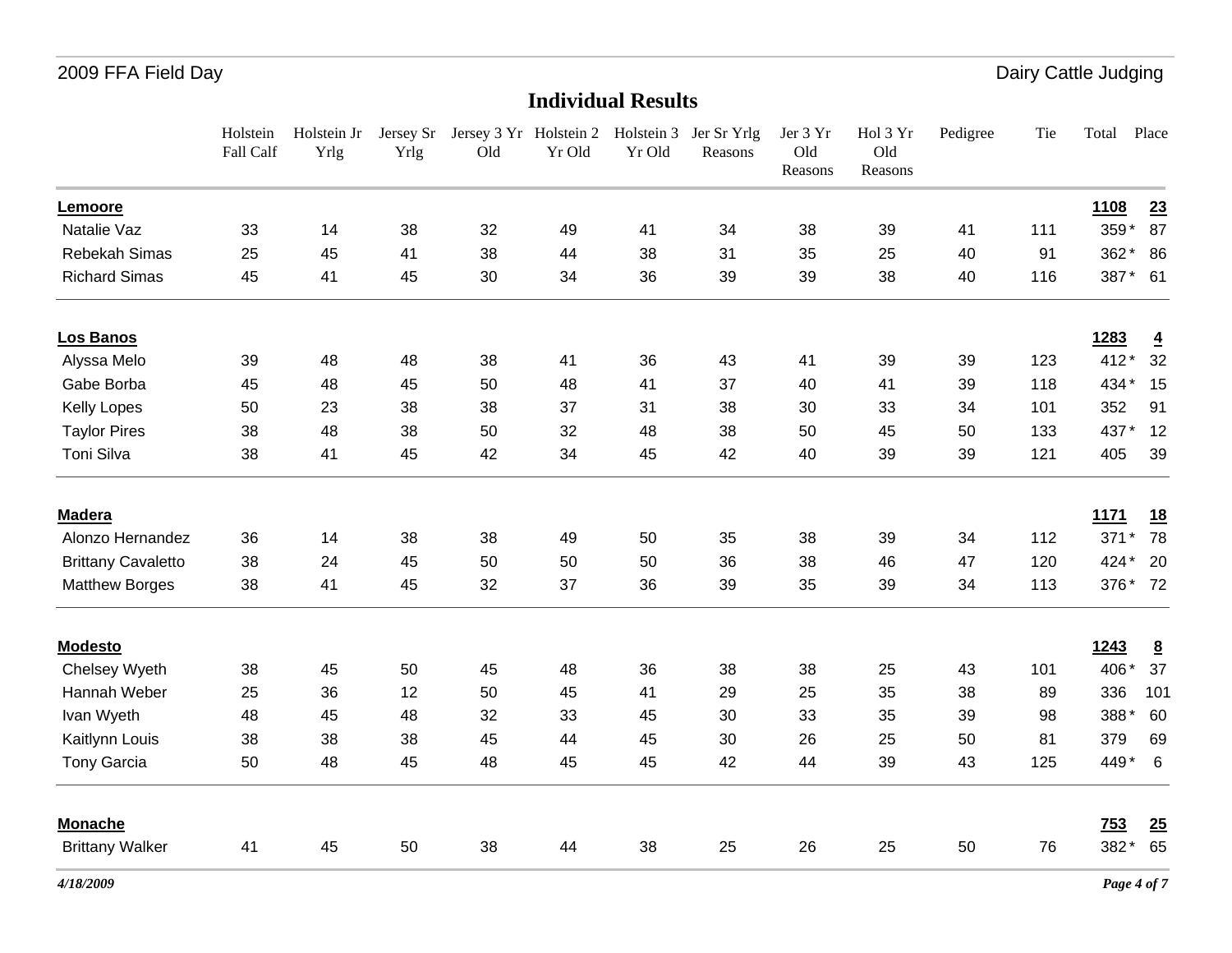2009 FFA Field Day — Dairy Cattle Judging

# Individual Results

| | Holstein Fall Calf | Holstein Jr Yrlg | Jersey Sr Yrlg | Jersey 3 Yr Old | Holstein 2 Yr Old | Holstein 3 Yr Old | Jer Sr Yrlg Reasons | Jer 3 Yr Old Reasons | Hol 3 Yr Old Reasons | Pedigree | Tie | Total | Place |
|---|---|---|---|---|---|---|---|---|---|---|---|---|---|
| **Lemoore** | | | | | | | | | | | | **1108** | **23** |
| Natalie Vaz | 33 | 14 | 38 | 32 | 49 | 41 | 34 | 38 | 39 | 41 | 111 | 359 * | 87 |
| Rebekah Simas | 25 | 45 | 41 | 38 | 44 | 38 | 31 | 35 | 25 | 40 | 91 | 362 * | 86 |
| Richard Simas | 45 | 41 | 45 | 30 | 34 | 36 | 39 | 39 | 38 | 40 | 116 | 387 * | 61 |
| **Los Banos** | | | | | | | | | | | | **1283** | **4** |
| Alyssa Melo | 39 | 48 | 48 | 38 | 41 | 36 | 43 | 41 | 39 | 39 | 123 | 412 * | 32 |
| Gabe Borba | 45 | 48 | 45 | 50 | 48 | 41 | 37 | 40 | 41 | 39 | 118 | 434 * | 15 |
| Kelly Lopes | 50 | 23 | 38 | 38 | 37 | 31 | 38 | 30 | 33 | 34 | 101 | 352 | 91 |
| Taylor Pires | 38 | 48 | 38 | 50 | 32 | 48 | 38 | 50 | 45 | 50 | 133 | 437 * | 12 |
| Toni Silva | 38 | 41 | 45 | 42 | 34 | 45 | 42 | 40 | 39 | 39 | 121 | 405 | 39 |
| **Madera** | | | | | | | | | | | | **1171** | **18** |
| Alonzo Hernandez | 36 | 14 | 38 | 38 | 49 | 50 | 35 | 38 | 39 | 34 | 112 | 371 * | 78 |
| Brittany Cavaletto | 38 | 24 | 45 | 50 | 50 | 50 | 36 | 38 | 46 | 47 | 120 | 424 * | 20 |
| Matthew Borges | 38 | 41 | 45 | 32 | 37 | 36 | 39 | 35 | 39 | 34 | 113 | 376 * | 72 |
| **Modesto** | | | | | | | | | | | | **1243** | **8** |
| Chelsey Wyeth | 38 | 45 | 50 | 45 | 48 | 36 | 38 | 38 | 25 | 43 | 101 | 406 * | 37 |
| Hannah Weber | 25 | 36 | 12 | 50 | 45 | 41 | 29 | 25 | 35 | 38 | 89 | 336 | 101 |
| Ivan Wyeth | 48 | 45 | 48 | 32 | 33 | 45 | 30 | 33 | 35 | 39 | 98 | 388 * | 60 |
| Kaitlynn Louis | 38 | 38 | 38 | 45 | 44 | 45 | 30 | 26 | 25 | 50 | 81 | 379 | 69 |
| Tony Garcia | 50 | 48 | 45 | 48 | 45 | 45 | 42 | 44 | 39 | 43 | 125 | 449 * | 6 |
| **Monache** | | | | | | | | | | | | **753** | **25** |
| Brittany Walker | 41 | 45 | 50 | 38 | 44 | 38 | 25 | 26 | 25 | 50 | 76 | 382 * | 65 |

*4/18/2009*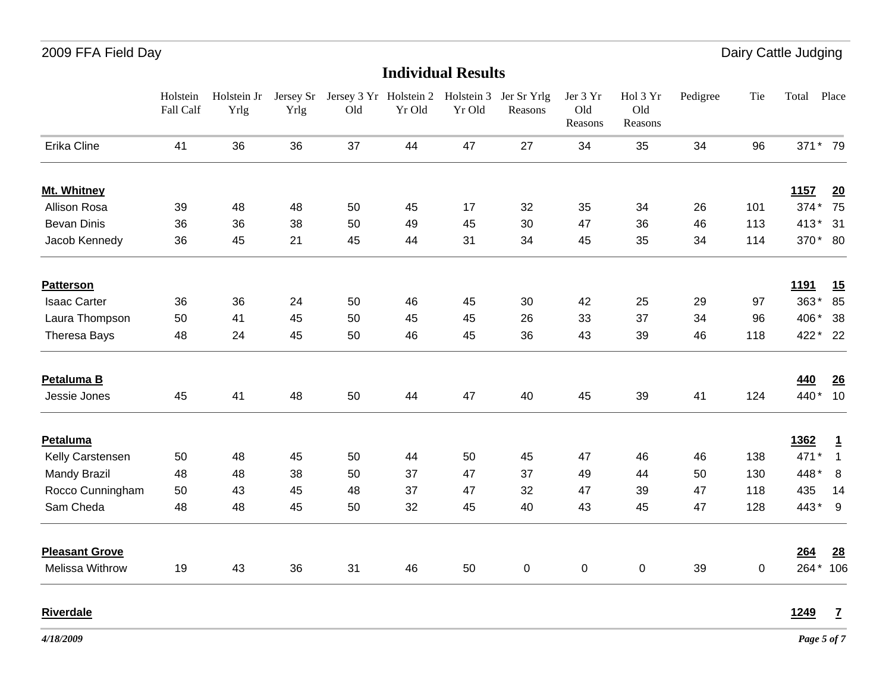## Individual Results

| | Holstein Fall Calf | Holstein Jr Yrlg | Jersey Sr Yrlg | Jersey 3 Yr Old | Holstein 2 Yr Old | Holstein 3 Yr Old | Jer Sr Yrlg Reasons | Jer 3 Yr Old Reasons | Hol 3 Yr Old Reasons | Pedigree | Tie | Total | Place |
|---|---|---|---|---|---|---|---|---|---|---|---|---|---|
| Erika Cline | 41 | 36 | 36 | 37 | 44 | 47 | 27 | 34 | 35 | 34 | 96 | 371 * | 79 |
| **Mt. Whitney** | | | | | | | | | | | | **1157** | **20** |
| Allison Rosa | 39 | 48 | 48 | 50 | 45 | 17 | 32 | 35 | 34 | 26 | 101 | 374 * | 75 |
| Bevan Dinis | 36 | 36 | 38 | 50 | 49 | 45 | 30 | 47 | 36 | 46 | 113 | 413 * | 31 |
| Jacob Kennedy | 36 | 45 | 21 | 45 | 44 | 31 | 34 | 45 | 35 | 34 | 114 | 370 * | 80 |
| **Patterson** | | | | | | | | | | | | **1191** | **15** |
| Isaac Carter | 36 | 36 | 24 | 50 | 46 | 45 | 30 | 42 | 25 | 29 | 97 | 363 * | 85 |
| Laura Thompson | 50 | 41 | 45 | 50 | 45 | 45 | 26 | 33 | 37 | 34 | 96 | 406 * | 38 |
| Theresa Bays | 48 | 24 | 45 | 50 | 46 | 45 | 36 | 43 | 39 | 46 | 118 | 422 * | 22 |
| **Petaluma B** | | | | | | | | | | | | **440** | **26** |
| Jessie Jones | 45 | 41 | 48 | 50 | 44 | 47 | 40 | 45 | 39 | 41 | 124 | 440 * | 10 |
| **Petaluma** | | | | | | | | | | | | **1362** | **1** |
| Kelly Carstensen | 50 | 48 | 45 | 50 | 44 | 50 | 45 | 47 | 46 | 46 | 138 | 471 * | 1 |
| Mandy Brazil | 48 | 48 | 38 | 50 | 37 | 47 | 37 | 49 | 44 | 50 | 130 | 448 * | 8 |
| Rocco Cunningham | 50 | 43 | 45 | 48 | 37 | 47 | 32 | 47 | 39 | 47 | 118 | 435 | 14 |
| Sam Cheda | 48 | 48 | 45 | 50 | 32 | 45 | 40 | 43 | 45 | 47 | 128 | 443 * | 9 |
| **Pleasant Grove** | | | | | | | | | | | | **264** | **28** |
| Melissa Withrow | 19 | 43 | 36 | 31 | 46 | 50 | 0 | 0 | 0 | 39 | 0 | 264 * | 106 |
| **Riverdale** | | | | | | | | | | | | **1249** | **7** |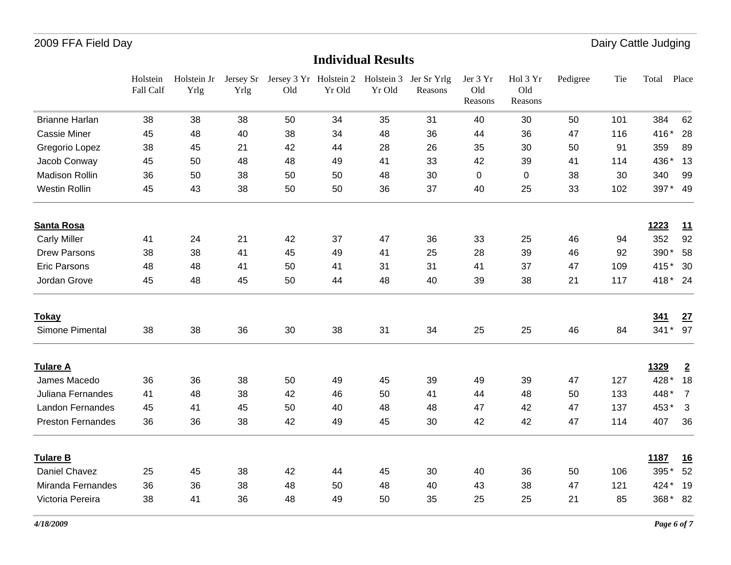## Individual Results

| | Holstein Fall Calf | Holstein Jr Yrlg | Jersey Sr Yrlg | Jersey 3 Yr Old | Holstein 2 Yr Old | Holstein 3 Yr Old | Jer Sr Yrlg Reasons | Jer 3 Yr Old Reasons | Hol 3 Yr Old Reasons | Pedigree | Tie | Total | Place |
|---|---|---|---|---|---|---|---|---|---|---|---|---|---|
| Brianne Harlan | 38 | 38 | 38 | 50 | 34 | 35 | 31 | 40 | 30 | 50 | 101 | 384 | 62 |
| Cassie Miner | 45 | 48 | 40 | 38 | 34 | 48 | 36 | 44 | 36 | 47 | 116 | 416 * | 28 |
| Gregorio Lopez | 38 | 45 | 21 | 42 | 44 | 28 | 26 | 35 | 30 | 50 | 91 | 359 | 89 |
| Jacob Conway | 45 | 50 | 48 | 48 | 49 | 41 | 33 | 42 | 39 | 41 | 114 | 436 * | 13 |
| Madison Rollin | 36 | 50 | 38 | 50 | 50 | 48 | 30 | 0 | 0 | 38 | 30 | 340 | 99 |
| Westin Rollin | 45 | 43 | 38 | 50 | 50 | 36 | 37 | 40 | 25 | 33 | 102 | 397 * | 49 |
| **Santa Rosa** | | | | | | | | | | | | **1223** | **11** |
| Carly Miller | 41 | 24 | 21 | 42 | 37 | 47 | 36 | 33 | 25 | 46 | 94 | 352 | 92 |
| Drew Parsons | 38 | 38 | 41 | 45 | 49 | 41 | 25 | 28 | 39 | 46 | 92 | 390 * | 58 |
| Eric Parsons | 48 | 48 | 41 | 50 | 41 | 31 | 31 | 41 | 37 | 47 | 109 | 415 * | 30 |
| Jordan Grove | 45 | 48 | 45 | 50 | 44 | 48 | 40 | 39 | 38 | 21 | 117 | 418 * | 24 |
| **Tokay** | | | | | | | | | | | | **341** | **27** |
| Simone Pimental | 38 | 38 | 36 | 30 | 38 | 31 | 34 | 25 | 25 | 46 | 84 | 341 * | 97 |
| **Tulare A** | | | | | | | | | | | | **1329** | **2** |
| James Macedo | 36 | 36 | 38 | 50 | 49 | 45 | 39 | 49 | 39 | 47 | 127 | 428 * | 18 |
| Juliana Fernandes | 41 | 48 | 38 | 42 | 46 | 50 | 41 | 44 | 48 | 50 | 133 | 448 * | 7 |
| Landon Fernandes | 45 | 41 | 45 | 50 | 40 | 48 | 48 | 47 | 42 | 47 | 137 | 453 * | 3 |
| Preston Fernandes | 36 | 36 | 38 | 42 | 49 | 45 | 30 | 42 | 42 | 47 | 114 | 407 | 36 |
| **Tulare B** | | | | | | | | | | | | **1187** | **16** |
| Daniel Chavez | 25 | 45 | 38 | 42 | 44 | 45 | 30 | 40 | 36 | 50 | 106 | 395 * | 52 |
| Miranda Fernandes | 36 | 36 | 38 | 48 | 50 | 48 | 40 | 43 | 38 | 47 | 121 | 424 * | 19 |
| Victoria Pereira | 38 | 41 | 36 | 48 | 49 | 50 | 35 | 25 | 25 | 21 | 85 | 368 * | 82 |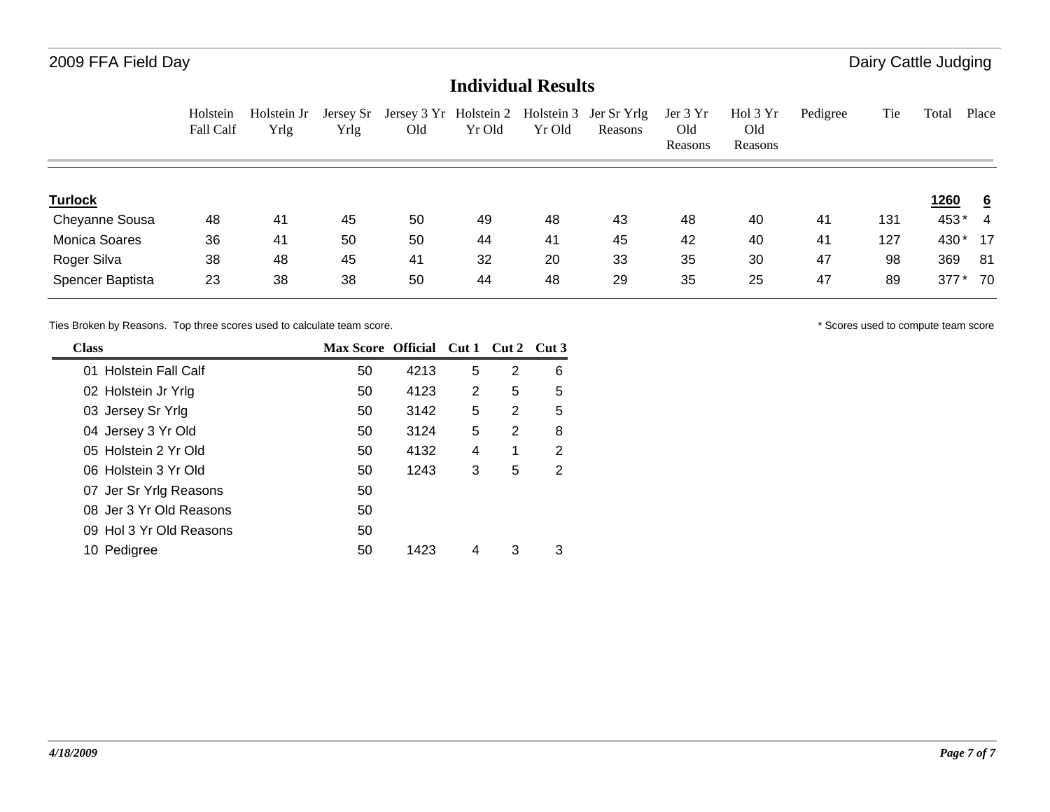## Individual Results

| | Holstein Fall Calf | Holstein Jr Yrlg | Jersey Sr Yrlg | Jersey 3 Yr Old | Holstein 2 Yr Old | Holstein 3 Yr Old | Jer Sr Yrlg Reasons | Jer 3 Yr Old Reasons | Hol 3 Yr Old Reasons | Pedigree | Tie | Total | Place |
|---|---|---|---|---|---|---|---|---|---|---|---|---|---|
| **Turlock** | | | | | | | | | | | | **1260** | **6** |
| Cheyanne Sousa | 48 | 41 | 45 | 50 | 49 | 48 | 43 | 48 | 40 | 41 | 131 | 453 * | 4 |
| Monica Soares | 36 | 41 | 50 | 50 | 44 | 41 | 45 | 42 | 40 | 41 | 127 | 430 * | 17 |
| Roger Silva | 38 | 48 | 45 | 41 | 32 | 20 | 33 | 35 | 30 | 47 | 98 | 369 | 81 |
| Spencer Baptista | 23 | 38 | 38 | 50 | 44 | 48 | 29 | 35 | 25 | 47 | 89 | 377 * | 70 |

Ties Broken by Reasons. Top three scores used to calculate team score.

* Scores used to compute team score

| Class | Max Score | Official | Cut 1 | Cut 2 | Cut 3 |
|---|---|---|---|---|---|
| 01 Holstein Fall Calf | 50 | 4213 | 5 | 2 | 6 |
| 02 Holstein Jr Yrlg | 50 | 4123 | 2 | 5 | 5 |
| 03 Jersey Sr Yrlg | 50 | 3142 | 5 | 2 | 5 |
| 04 Jersey 3 Yr Old | 50 | 3124 | 5 | 2 | 8 |
| 05 Holstein 2 Yr Old | 50 | 4132 | 4 | 1 | 2 |
| 06 Holstein 3 Yr Old | 50 | 1243 | 3 | 5 | 2 |
| 07 Jer Sr Yrlg Reasons | 50 | | | | |
| 08 Jer 3 Yr Old Reasons | 50 | | | | |
| 09 Hol 3 Yr Old Reasons | 50 | | | | |
| 10 Pedigree | 50 | 1423 | 4 | 3 | 3 |